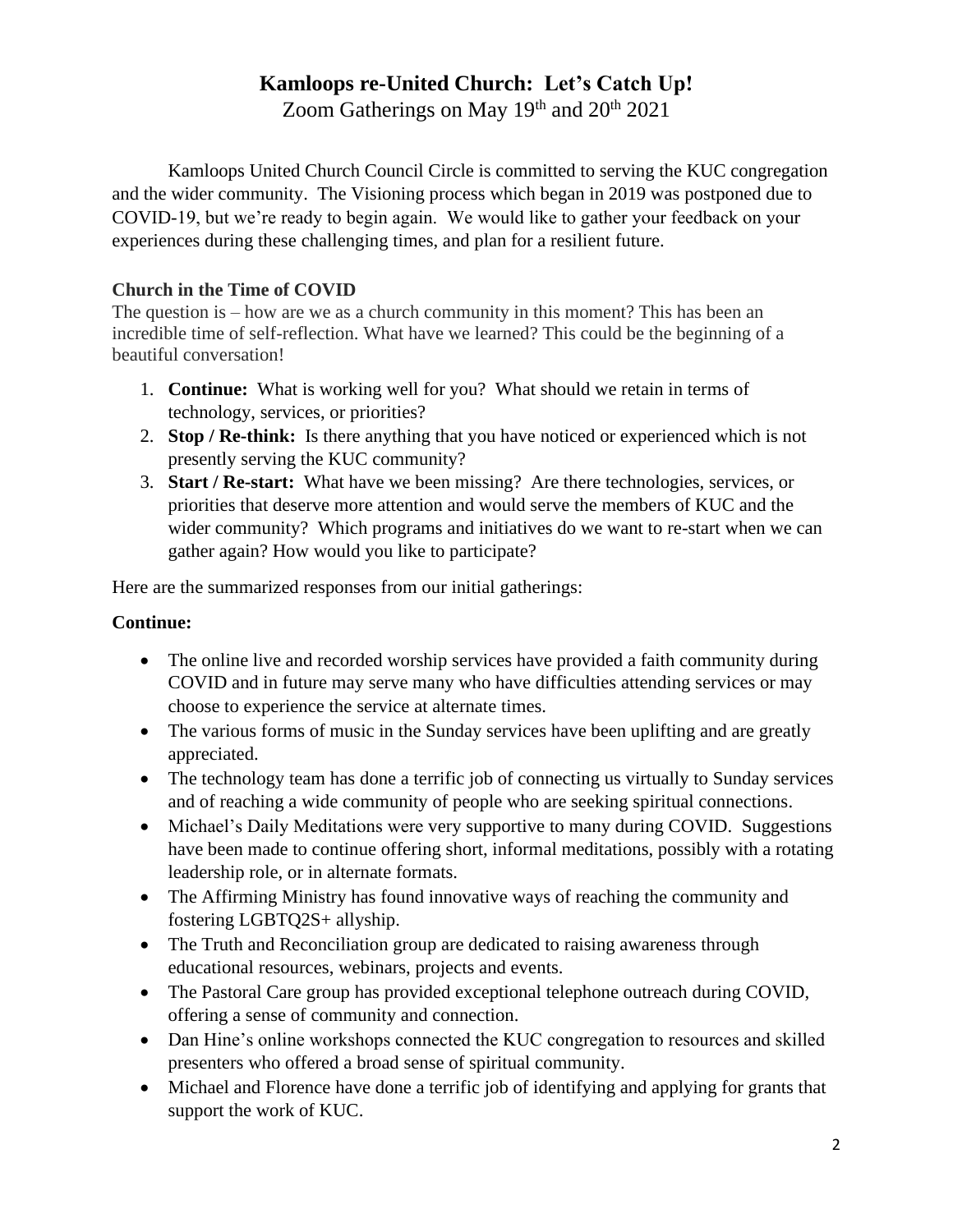# Kamloops re-United Church: Let's Catch Up!

Zoom Gatherings on May 19th and 20th 2021

Kamloops United Church Council Circle is committed to serving the KUC congregation and the wider community. The Visioning process which began in 2019 was postponed due to COVID-19, but we're ready to begin again. We would like to gather your feedback on your experiences during these challenging times, and plan for a resilient future.

### Church in the Time of COVID

The question is – how are we as a church community in this moment? This has been an incredible time of self-reflection. What have we learned? This could be the beginning of a beautiful conversation!

1. **Continue:** What is working well for you? What should we retain in terms of technology, services, or priorities?
2. **Stop / Re-think:** Is there anything that you have noticed or experienced which is not presently serving the KUC community?
3. **Start / Re-start:** What have we been missing? Are there technologies, services, or priorities that deserve more attention and would serve the members of KUC and the wider community? Which programs and initiatives do we want to re-start when we can gather again? How would you like to participate?

Here are the summarized responses from our initial gatherings:

### Continue:

- The online live and recorded worship services have provided a faith community during COVID and in future may serve many who have difficulties attending services or may choose to experience the service at alternate times.
- The various forms of music in the Sunday services have been uplifting and are greatly appreciated.
- The technology team has done a terrific job of connecting us virtually to Sunday services and of reaching a wide community of people who are seeking spiritual connections.
- Michael's Daily Meditations were very supportive to many during COVID. Suggestions have been made to continue offering short, informal meditations, possibly with a rotating leadership role, or in alternate formats.
- The Affirming Ministry has found innovative ways of reaching the community and fostering LGBTQ2S+ allyship.
- The Truth and Reconciliation group are dedicated to raising awareness through educational resources, webinars, projects and events.
- The Pastoral Care group has provided exceptional telephone outreach during COVID, offering a sense of community and connection.
- Dan Hine's online workshops connected the KUC congregation to resources and skilled presenters who offered a broad sense of spiritual community.
- Michael and Florence have done a terrific job of identifying and applying for grants that support the work of KUC.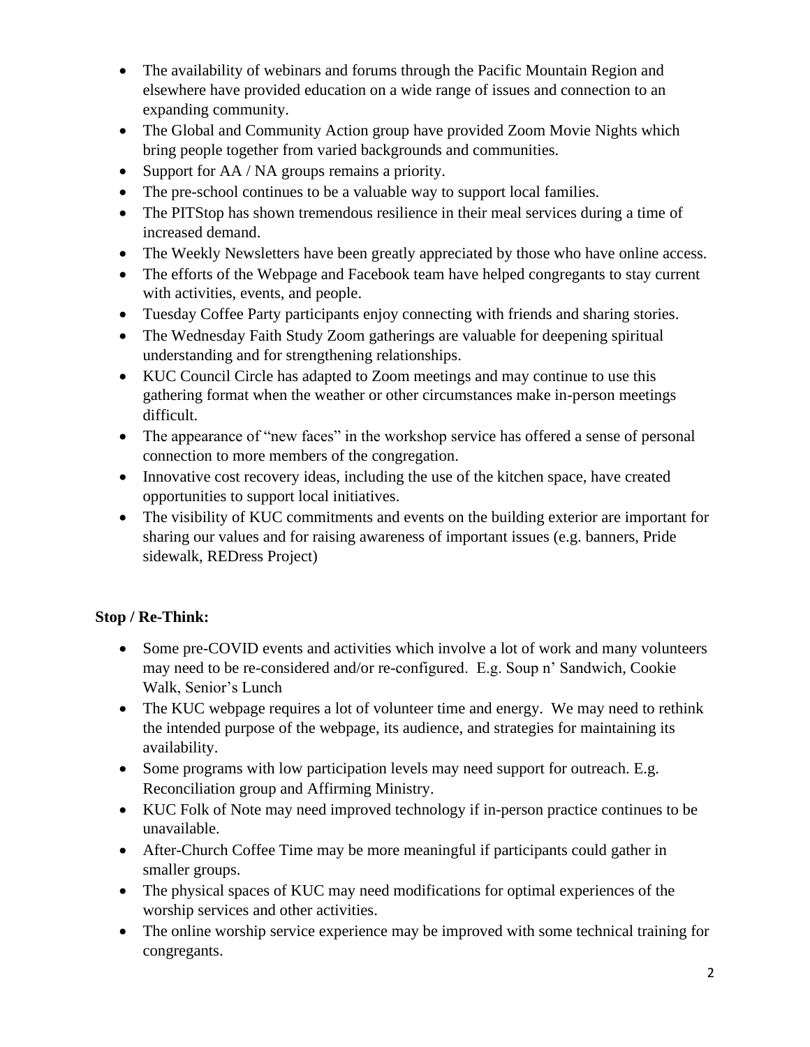- The availability of webinars and forums through the Pacific Mountain Region and elsewhere have provided education on a wide range of issues and connection to an expanding community.
- The Global and Community Action group have provided Zoom Movie Nights which bring people together from varied backgrounds and communities.
- Support for AA / NA groups remains a priority.
- The pre-school continues to be a valuable way to support local families.
- The PITStop has shown tremendous resilience in their meal services during a time of increased demand.
- The Weekly Newsletters have been greatly appreciated by those who have online access.
- The efforts of the Webpage and Facebook team have helped congregants to stay current with activities, events, and people.
- Tuesday Coffee Party participants enjoy connecting with friends and sharing stories.
- The Wednesday Faith Study Zoom gatherings are valuable for deepening spiritual understanding and for strengthening relationships.
- KUC Council Circle has adapted to Zoom meetings and may continue to use this gathering format when the weather or other circumstances make in-person meetings difficult.
- The appearance of "new faces" in the workshop service has offered a sense of personal connection to more members of the congregation.
- Innovative cost recovery ideas, including the use of the kitchen space, have created opportunities to support local initiatives.
- The visibility of KUC commitments and events on the building exterior are important for sharing our values and for raising awareness of important issues (e.g. banners, Pride sidewalk, REDress Project)

**Stop / Re-Think:**

- Some pre-COVID events and activities which involve a lot of work and many volunteers may need to be re-considered and/or re-configured. E.g. Soup n' Sandwich, Cookie Walk, Senior's Lunch
- The KUC webpage requires a lot of volunteer time and energy. We may need to rethink the intended purpose of the webpage, its audience, and strategies for maintaining its availability.
- Some programs with low participation levels may need support for outreach. E.g. Reconciliation group and Affirming Ministry.
- KUC Folk of Note may need improved technology if in-person practice continues to be unavailable.
- After-Church Coffee Time may be more meaningful if participants could gather in smaller groups.
- The physical spaces of KUC may need modifications for optimal experiences of the worship services and other activities.
- The online worship service experience may be improved with some technical training for congregants.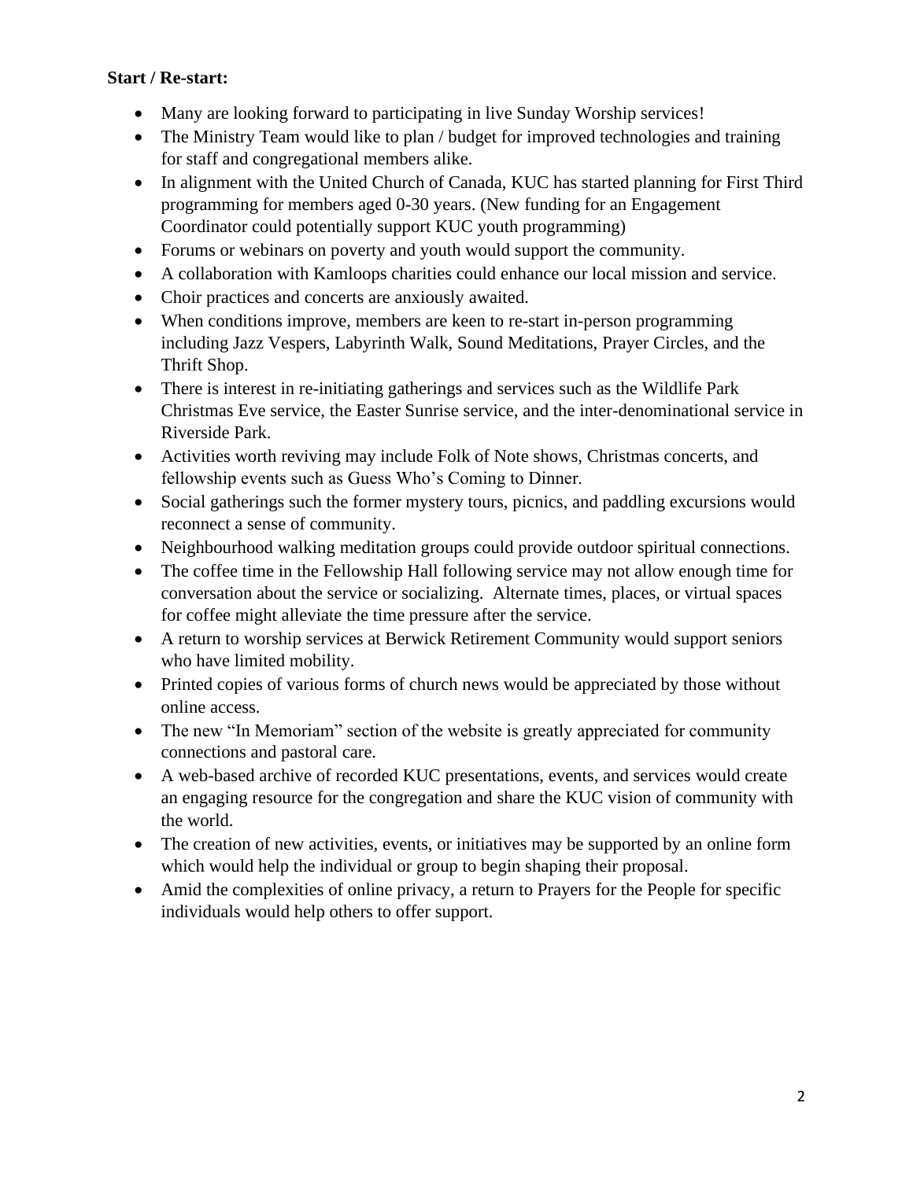**Start / Re-start:**

- Many are looking forward to participating in live Sunday Worship services!
- The Ministry Team would like to plan / budget for improved technologies and training for staff and congregational members alike.
- In alignment with the United Church of Canada, KUC has started planning for First Third programming for members aged 0-30 years. (New funding for an Engagement Coordinator could potentially support KUC youth programming)
- Forums or webinars on poverty and youth would support the community.
- A collaboration with Kamloops charities could enhance our local mission and service.
- Choir practices and concerts are anxiously awaited.
- When conditions improve, members are keen to re-start in-person programming including Jazz Vespers, Labyrinth Walk, Sound Meditations, Prayer Circles, and the Thrift Shop.
- There is interest in re-initiating gatherings and services such as the Wildlife Park Christmas Eve service, the Easter Sunrise service, and the inter-denominational service in Riverside Park.
- Activities worth reviving may include Folk of Note shows, Christmas concerts, and fellowship events such as Guess Who's Coming to Dinner.
- Social gatherings such the former mystery tours, picnics, and paddling excursions would reconnect a sense of community.
- Neighbourhood walking meditation groups could provide outdoor spiritual connections.
- The coffee time in the Fellowship Hall following service may not allow enough time for conversation about the service or socializing. Alternate times, places, or virtual spaces for coffee might alleviate the time pressure after the service.
- A return to worship services at Berwick Retirement Community would support seniors who have limited mobility.
- Printed copies of various forms of church news would be appreciated by those without online access.
- The new "In Memoriam" section of the website is greatly appreciated for community connections and pastoral care.
- A web-based archive of recorded KUC presentations, events, and services would create an engaging resource for the congregation and share the KUC vision of community with the world.
- The creation of new activities, events, or initiatives may be supported by an online form which would help the individual or group to begin shaping their proposal.
- Amid the complexities of online privacy, a return to Prayers for the People for specific individuals would help others to offer support.